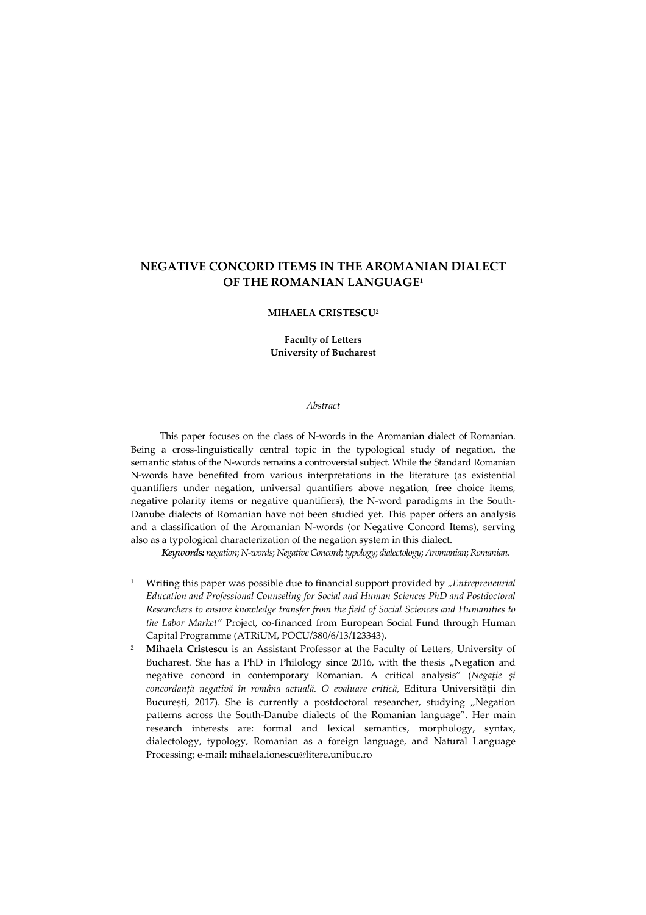# NEGATIVE CONCORD ITEMS IN THE AROMANIAN DIALECT OF THE ROMANIAN LANGUAGE[1]

**MIHAELA CRISTESCU[2]**

**Faculty of Letters**
**University of Bucharest**

*Abstract*

This paper focuses on the class of N-words in the Aromanian dialect of Romanian. Being a cross-linguistically central topic in the typological study of negation, the semantic status of the N-words remains a controversial subject. While the Standard Romanian N-words have benefited from various interpretations in the literature (as existential quantifiers under negation, universal quantifiers above negation, free choice items, negative polarity items or negative quantifiers), the N-word paradigms in the South-Danube dialects of Romanian have not been studied yet. This paper offers an analysis and a classification of the Aromanian N-words (or Negative Concord Items), serving also as a typological characterization of the negation system in this dialect.

***Keywords:*** *negation*; *N-words*; *Negative Concord*; *typology*; *dialectology*; *Aromanian*; *Romanian.*

---

[1] Writing this paper was possible due to financial support provided by *„Entrepreneurial Education and Professional Counseling for Social and Human Sciences PhD and Postdoctoral Researchers to ensure knowledge transfer from the field of Social Sciences and Humanities to the Labor Market"* Project, co-financed from European Social Fund through Human Capital Programme (ATRiUM, POCU/380/6/13/123343).

[2] **Mihaela Cristescu** is an Assistant Professor at the Faculty of Letters, University of Bucharest. She has a PhD in Philology since 2016, with the thesis „Negation and negative concord in contemporary Romanian. A critical analysis" (*Negație și concordanță negativă în româna actuală. O evaluare critică*, Editura Universității din București, 2017). She is currently a postdoctoral researcher, studying „Negation patterns across the South-Danube dialects of the Romanian language". Her main research interests are: formal and lexical semantics, morphology, syntax, dialectology, typology, Romanian as a foreign language, and Natural Language Processing; e-mail: mihaela.ionescu@litere.unibuc.ro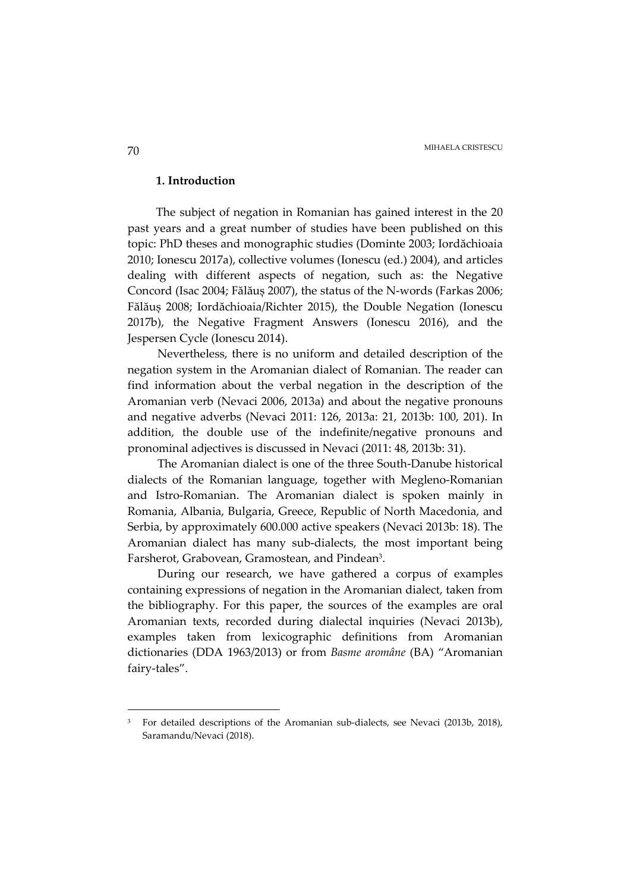## 1. Introduction

The subject of negation in Romanian has gained interest in the 20 past years and a great number of studies have been published on this topic: PhD theses and monographic studies (Dominte 2003; Iordăchioaia 2010; Ionescu 2017a), collective volumes (Ionescu (ed.) 2004), and articles dealing with different aspects of negation, such as: the Negative Concord (Isac 2004; Fălăuș 2007), the status of the N-words (Farkas 2006; Fălăuș 2008; Iordăchioaia/Richter 2015), the Double Negation (Ionescu 2017b), the Negative Fragment Answers (Ionescu 2016), and the Jespersen Cycle (Ionescu 2014).

Nevertheless, there is no uniform and detailed description of the negation system in the Aromanian dialect of Romanian. The reader can find information about the verbal negation in the description of the Aromanian verb (Nevaci 2006, 2013a) and about the negative pronouns and negative adverbs (Nevaci 2011: 126, 2013a: 21, 2013b: 100, 201). In addition, the double use of the indefinite/negative pronouns and pronominal adjectives is discussed in Nevaci (2011: 48, 2013b: 31).

The Aromanian dialect is one of the three South-Danube historical dialects of the Romanian language, together with Megleno-Romanian and Istro-Romanian. The Aromanian dialect is spoken mainly in Romania, Albania, Bulgaria, Greece, Republic of North Macedonia, and Serbia, by approximately 600.000 active speakers (Nevaci 2013b: 18). The Aromanian dialect has many sub-dialects, the most important being Farsherot, Grabovean, Gramostean, and Pindean[3].

During our research, we have gathered a corpus of examples containing expressions of negation in the Aromanian dialect, taken from the bibliography. For this paper, the sources of the examples are oral Aromanian texts, recorded during dialectal inquiries (Nevaci 2013b), examples taken from lexicographic definitions from Aromanian dictionaries (DDA 1963/2013) or from *Basme aromâne* (BA) "Aromanian fairy-tales".

---

[3] For detailed descriptions of the Aromanian sub-dialects, see Nevaci (2013b, 2018), Saramandu/Nevaci (2018).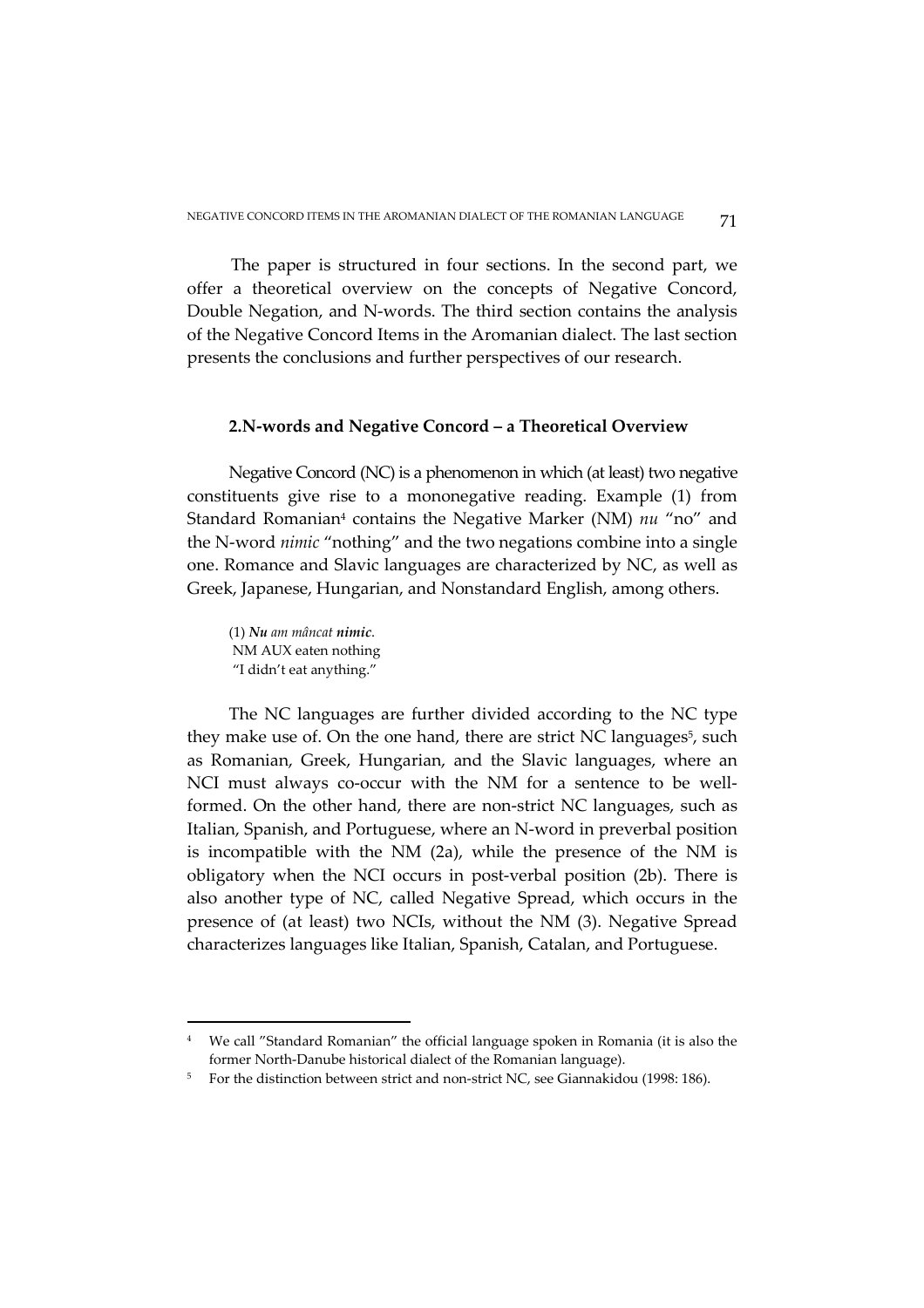The paper is structured in four sections. In the second part, we offer a theoretical overview on the concepts of Negative Concord, Double Negation, and N-words. The third section contains the analysis of the Negative Concord Items in the Aromanian dialect. The last section presents the conclusions and further perspectives of our research.

## 2.N-words and Negative Concord – a Theoretical Overview

Negative Concord (NC) is a phenomenon in which (at least) two negative constituents give rise to a mononegative reading. Example (1) from Standard Romanian[4] contains the Negative Marker (NM) *nu* "no" and the N-word *nimic* "nothing" and the two negations combine into a single one. Romance and Slavic languages are characterized by NC, as well as Greek, Japanese, Hungarian, and Nonstandard English, among others.

(1) ***Nu*** *am mâncat* ***nimic***.
NM AUX eaten nothing
"I didn't eat anything."

The NC languages are further divided according to the NC type they make use of. On the one hand, there are strict NC languages[5], such as Romanian, Greek, Hungarian, and the Slavic languages, where an NCI must always co-occur with the NM for a sentence to be well-formed. On the other hand, there are non-strict NC languages, such as Italian, Spanish, and Portuguese, where an N-word in preverbal position is incompatible with the NM (2a), while the presence of the NM is obligatory when the NCI occurs in post-verbal position (2b). There is also another type of NC, called Negative Spread, which occurs in the presence of (at least) two NCIs, without the NM (3). Negative Spread characterizes languages like Italian, Spanish, Catalan, and Portuguese.

---

[4] We call "Standard Romanian" the official language spoken in Romania (it is also the former North-Danube historical dialect of the Romanian language).

[5] For the distinction between strict and non-strict NC, see Giannakidou (1998: 186).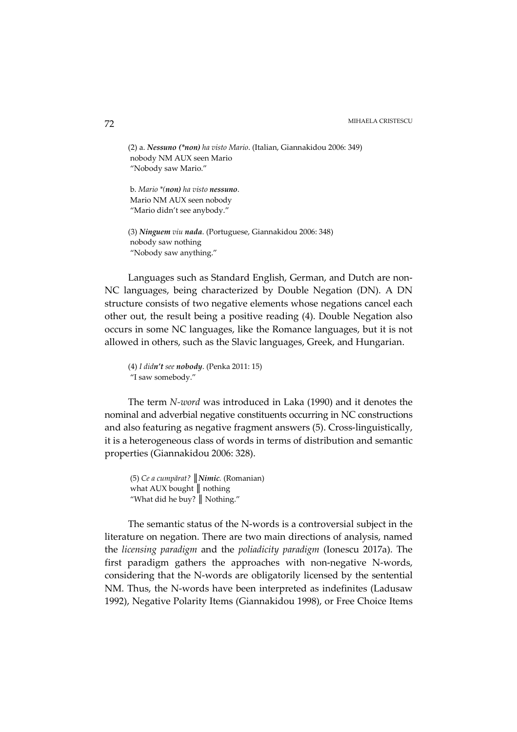(2) a. ***Nessuno (\*non)*** *ha visto Mario*. (Italian, Giannakidou 2006: 349)
nobody NM AUX seen Mario
"Nobody saw Mario."

b. *Mario \*(**non**) ha visto **nessuno***.
Mario NM AUX seen nobody
"Mario didn't see anybody."

(3) ***Ninguem*** *viu* ***nada***. (Portuguese, Giannakidou 2006: 348)
nobody saw nothing
"Nobody saw anything."

Languages such as Standard English, German, and Dutch are non-NC languages, being characterized by Double Negation (DN). A DN structure consists of two negative elements whose negations cancel each other out, the result being a positive reading (4). Double Negation also occurs in some NC languages, like the Romance languages, but it is not allowed in others, such as the Slavic languages, Greek, and Hungarian.

(4) *I did**n't** see **nobody***. (Penka 2011: 15)
"I saw somebody."

The term *N-word* was introduced in Laka (1990) and it denotes the nominal and adverbial negative constituents occurring in NC constructions and also featuring as negative fragment answers (5). Cross-linguistically, it is a heterogeneous class of words in terms of distribution and semantic properties (Giannakidou 2006: 328).

(5) *Ce a cumpărat?* ║***Nimic***. (Romanian)
what AUX bought ║ nothing
"What did he buy? ║ Nothing."

The semantic status of the N-words is a controversial subject in the literature on negation. There are two main directions of analysis, named the *licensing paradigm* and the *poliadicity paradigm* (Ionescu 2017a). The first paradigm gathers the approaches with non-negative N-words, considering that the N-words are obligatorily licensed by the sentential NM. Thus, the N-words have been interpreted as indefinites (Ladusaw 1992), Negative Polarity Items (Giannakidou 1998), or Free Choice Items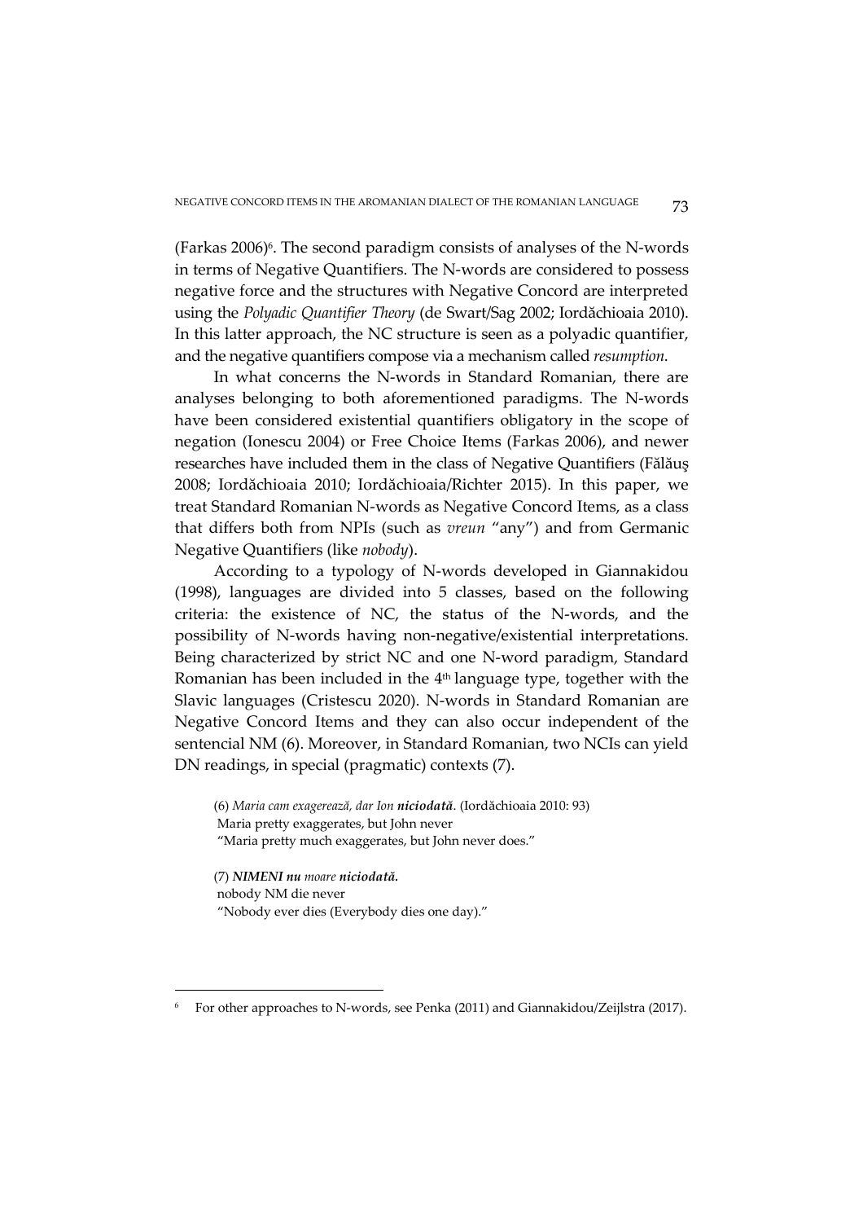(Farkas 2006)[6]. The second paradigm consists of analyses of the N-words in terms of Negative Quantifiers. The N-words are considered to possess negative force and the structures with Negative Concord are interpreted using the *Polyadic Quantifier Theory* (de Swart/Sag 2002; Iordăchioaia 2010). In this latter approach, the NC structure is seen as a polyadic quantifier, and the negative quantifiers compose via a mechanism called *resumption*.

In what concerns the N-words in Standard Romanian, there are analyses belonging to both aforementioned paradigms. The N-words have been considered existential quantifiers obligatory in the scope of negation (Ionescu 2004) or Free Choice Items (Farkas 2006), and newer researches have included them in the class of Negative Quantifiers (Fălăuş 2008; Iordăchioaia 2010; Iordăchioaia/Richter 2015). In this paper, we treat Standard Romanian N-words as Negative Concord Items, as a class that differs both from NPIs (such as *vreun* "any") and from Germanic Negative Quantifiers (like *nobody*).

According to a typology of N-words developed in Giannakidou (1998), languages are divided into 5 classes, based on the following criteria: the existence of NC, the status of the N-words, and the possibility of N-words having non-negative/existential interpretations. Being characterized by strict NC and one N-word paradigm, Standard Romanian has been included in the 4th language type, together with the Slavic languages (Cristescu 2020). N-words in Standard Romanian are Negative Concord Items and they can also occur independent of the sentencial NM (6). Moreover, in Standard Romanian, two NCIs can yield DN readings, in special (pragmatic) contexts (7).

(6) *Maria cam exagerează, dar Ion* ***niciodată***. (Iordăchioaia 2010: 93)
Maria pretty exaggerates, but John never
"Maria pretty much exaggerates, but John never does."

(7) ***NIMENI nu*** *moare* ***niciodată.***
nobody NM die never
"Nobody ever dies (Everybody dies one day)."

---

[6] For other approaches to N-words, see Penka (2011) and Giannakidou/Zeijlstra (2017).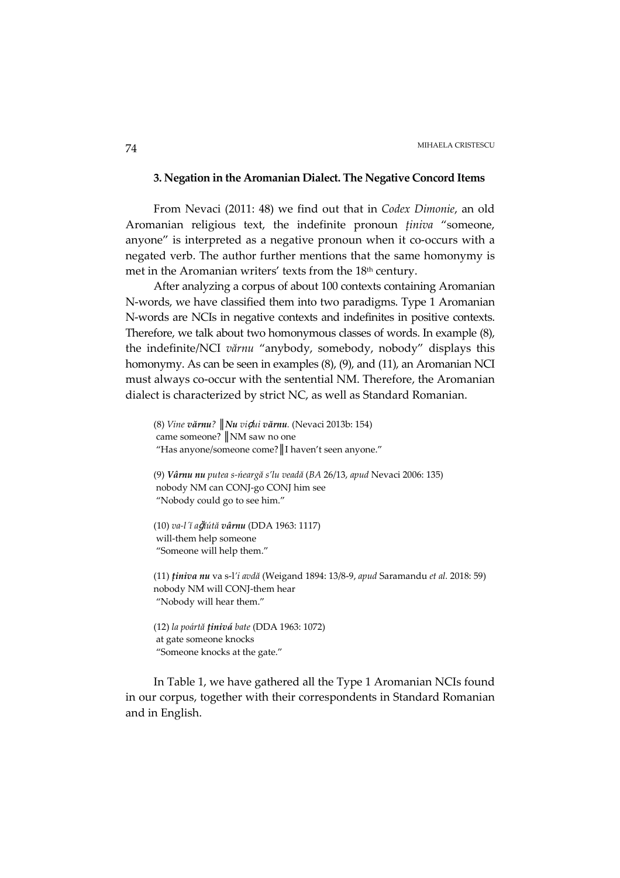### 3. Negation in the Aromanian Dialect. The Negative Concord Items

From Nevaci (2011: 48) we find out that in *Codex Dimonie*, an old Aromanian religious text, the indefinite pronoun *ținiva* "someone, anyone" is interpreted as a negative pronoun when it co-occurs with a negated verb. The author further mentions that the same homonymy is met in the Aromanian writers' texts from the 18th century.

After analyzing a corpus of about 100 contexts containing Aromanian N-words, we have classified them into two paradigms. Type 1 Aromanian N-words are NCIs in negative contexts and indefinites in positive contexts. Therefore, we talk about two homonymous classes of words. In example (8), the indefinite/NCI *vărnu* "anybody, somebody, nobody" displays this homonymy. As can be seen in examples (8), (9), and (11), an Aromanian NCI must always co-occur with the sentential NM. Therefore, the Aromanian dialect is characterized by strict NC, as well as Standard Romanian.

(8) *Vine* ***vărnu****?* ║***Nu*** *viđui* ***vărnu****.* (Nevaci 2013b: 154)
came someone? ║NM saw no one
"Has anyone/someone come?║I haven't seen anyone."

(9) ***Vârnu nu*** *putea s-ńeargă s'lu veadă* (*BA* 26/13, *apud* Nevaci 2006: 135)
nobody NM can CONJ-go CONJ him see
"Nobody could go to see him."

(10) *va-l'ĭ ağ̆útă* ***vârnu*** (DDA 1963: 1117)
will-them help someone
"Someone will help them."

(11) ***ținiva nu*** va s-l'*i avdă* (Weigand 1894: 13/8-9, *apud* Saramandu *et al.* 2018: 59)
nobody NM will CONJ-them hear
"Nobody will hear them."

(12) *la poártă* ***ținivá*** *bate* (DDA 1963: 1072)
at gate someone knocks
"Someone knocks at the gate."

In Table 1, we have gathered all the Type 1 Aromanian NCIs found in our corpus, together with their correspondents in Standard Romanian and in English.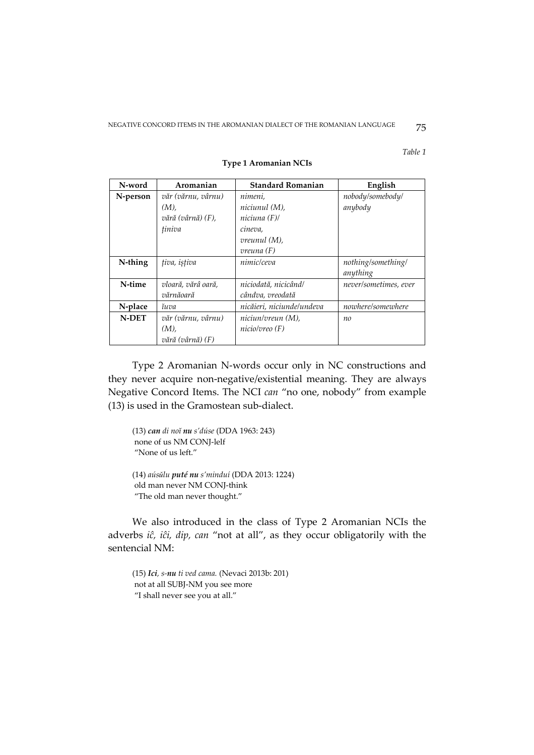*Table 1*

**Type 1 Aromanian NCIs**

| N-word | Aromanian | Standard Romanian | English |
|---|---|---|---|
| **N-person** | *văr (vărnu, vârnu)* (M), *vără (vârnă)* (F), *ţiniva* | *nimeni, niciunul* (M), *niciuna* (F)/ *cineva, vreunul* (M), *vreuna* (F) | *nobody/somebody/ anybody* |
| **N-thing** | *ţiva, işţiva* | *nimic/ceva* | *nothing/something/ anything* |
| **N-time** | *vloară, vără oară, vărnăoară* | *niciodată, nicicând/ cândva, vreodată* | *never/sometimes, ever* |
| **N-place** | *ĭuva* | *nicăieri, niciunde/undeva* | *nowhere/somewhere* |
| **N-DET** | *văr (vărnu, vârnu)* (M), *vără (vârnă)* (F) | *niciun/vreun* (M), *nicio/vreo* (F) | *no* |

Type 2 Aromanian N-words occur only in NC constructions and they never acquire non-negative/existential meaning. They are always Negative Concord Items. The NCI *can* "no one, nobody" from example (13) is used in the Gramostean sub-dialect.

(13) ***can*** *di noĭ* ***nu*** *s'dúse* (DDA 1963: 243)
none of us NM CONJ-lelf
"None of us left."

(14) *aúsălu* ***puté nu*** *s'minduí* (DDA 2013: 1224)
old man never NM CONJ-think
"The old man never thought."

We also introduced in the class of Type 2 Aromanian NCIs the adverbs *iĉ, iĉi, dip, can* "not at all", as they occur obligatorily with the sentencial NM:

(15) ***Ici***, *s-****nu*** *ti ved cama.* (Nevaci 2013b: 201)
not at all SUBJ-NM you see more
"I shall never see you at all."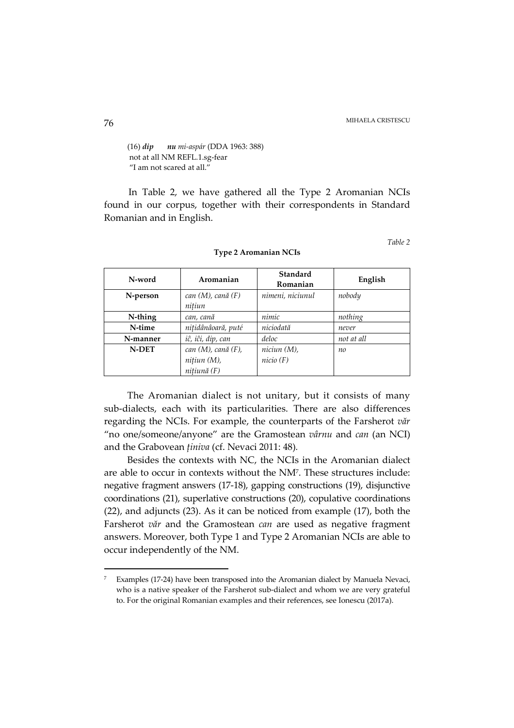(16) ***dip*** ***nu*** *mi-aspár* (DDA 1963: 388)
not at all NM REFL.1.sg-fear
"I am not scared at all."

In Table 2, we have gathered all the Type 2 Aromanian NCIs found in our corpus, together with their correspondents in Standard Romanian and in English.

*Table 2*

**Type 2 Aromanian NCIs**

| N-word | Aromanian | Standard Romanian | English |
|---|---|---|---|
| **N-person** | *can (M), cană (F)* *nițiun* | *nimeni, niciunul* | *nobody* |
| **N-thing** | *can, cană* | *nimic* | *nothing* |
| **N-time** | *nițidânâoară, puté* | *niciodată* | *never* |
| **N-manner** | *îĉ, îĉi, dip, can* | *deloc* | *not at all* |
| **N-DET** | *can (M), cană (F),* *nițiun (M),* *nițiună (F)* | *niciun (M),* *nicio (F)* | *no* |

The Aromanian dialect is not unitary, but it consists of many sub-dialects, each with its particularities. There are also differences regarding the NCIs. For example, the counterparts of the Farsherot *văr* "no one/someone/anyone" are the Gramostean *vârnu* and *can* (an NCI) and the Grabovean *ținiva* (cf. Nevaci 2011: 48).

Besides the contexts with NC, the NCIs in the Aromanian dialect are able to occur in contexts without the NM[7]. These structures include: negative fragment answers (17-18), gapping constructions (19), disjunctive coordinations (21), superlative constructions (20), copulative coordinations (22), and adjuncts (23). As it can be noticed from example (17), both the Farsherot *văr* and the Gramostean *can* are used as negative fragment answers. Moreover, both Type 1 and Type 2 Aromanian NCIs are able to occur independently of the NM.

---

[7] Examples (17-24) have been transposed into the Aromanian dialect by Manuela Nevaci, who is a native speaker of the Farsherot sub-dialect and whom we are very grateful to. For the original Romanian examples and their references, see Ionescu (2017a).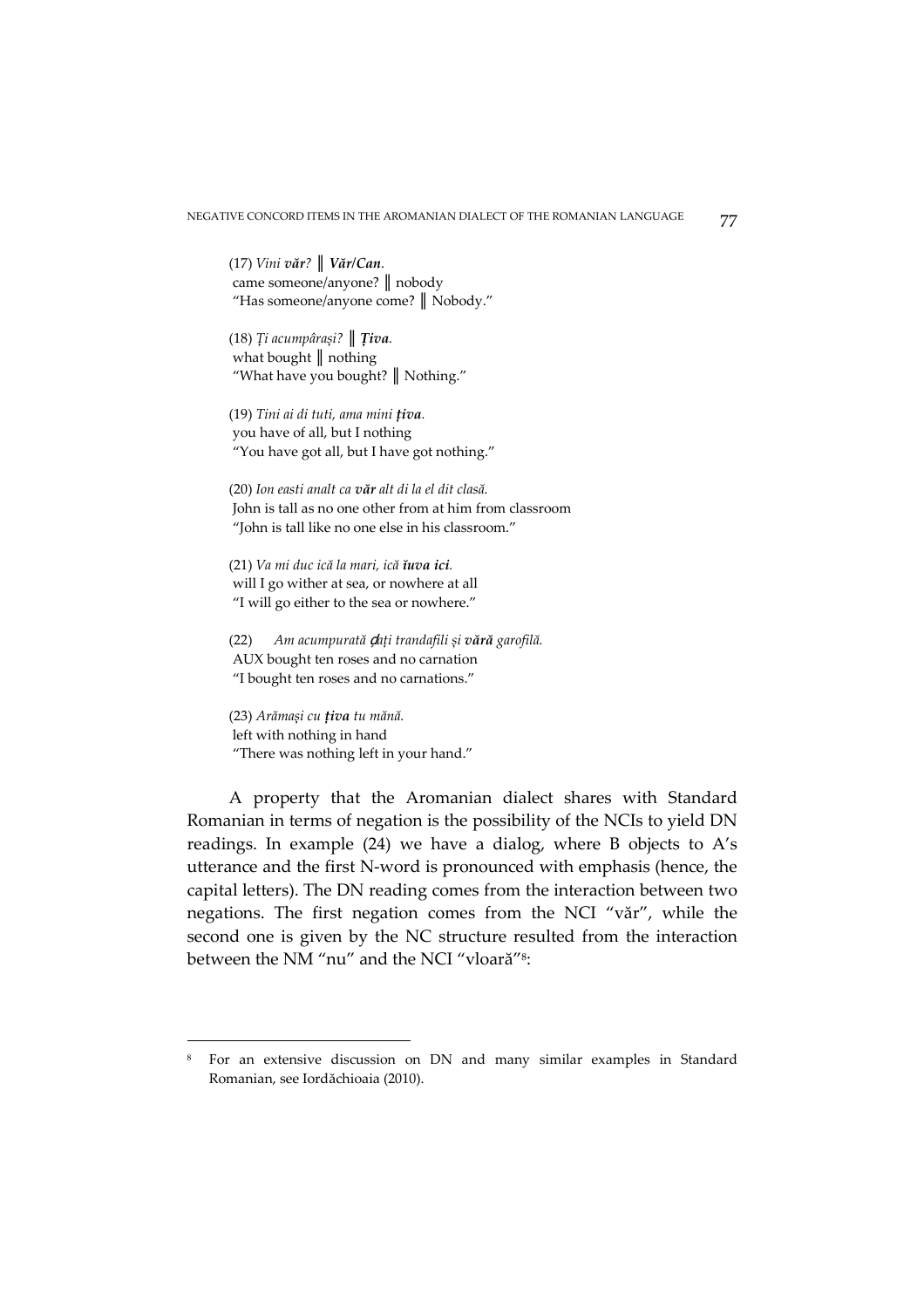(17) *Vini **văr**?* ‖ ***Văr/Can**.*
came someone/anyone? ‖ nobody
"Has someone/anyone come? ‖ Nobody."

(18) *Ţi acumpâraşi?* ‖ ***Ţiva**.*
what bought ‖ nothing
"What have you bought? ‖ Nothing."

(19) *Tini ai di tuti, ama mini **ţiva**.*
you have of all, but I nothing
"You have got all, but I have got nothing."

(20) *Ion easti analt ca **văr** alt di la el dit clasă.*
John is tall as no one other from at him from classroom
"John is tall like no one else in his classroom."

(21) *Va mi duc ică la mari, ică **ĭuva ici**.*
will I go wither at sea, or nowhere at all
"I will go either to the sea or nowhere."

(22) *Am acumpurată ḑaţi trandafili şi **vără** garofilă.*
AUX bought ten roses and no carnation
"I bought ten roses and no carnations."

(23) *Arămaşi cu **ţiva** tu mănă.*
left with nothing in hand
"There was nothing left in your hand."

A property that the Aromanian dialect shares with Standard Romanian in terms of negation is the possibility of the NCIs to yield DN readings. In example (24) we have a dialog, where B objects to A's utterance and the first N-word is pronounced with emphasis (hence, the capital letters). The DN reading comes from the interaction between two negations. The first negation comes from the NCI "văr", while the second one is given by the NC structure resulted from the interaction between the NM "nu" and the NCI "vloară"[8]:

[8] For an extensive discussion on DN and many similar examples in Standard Romanian, see Iordăchioaia (2010).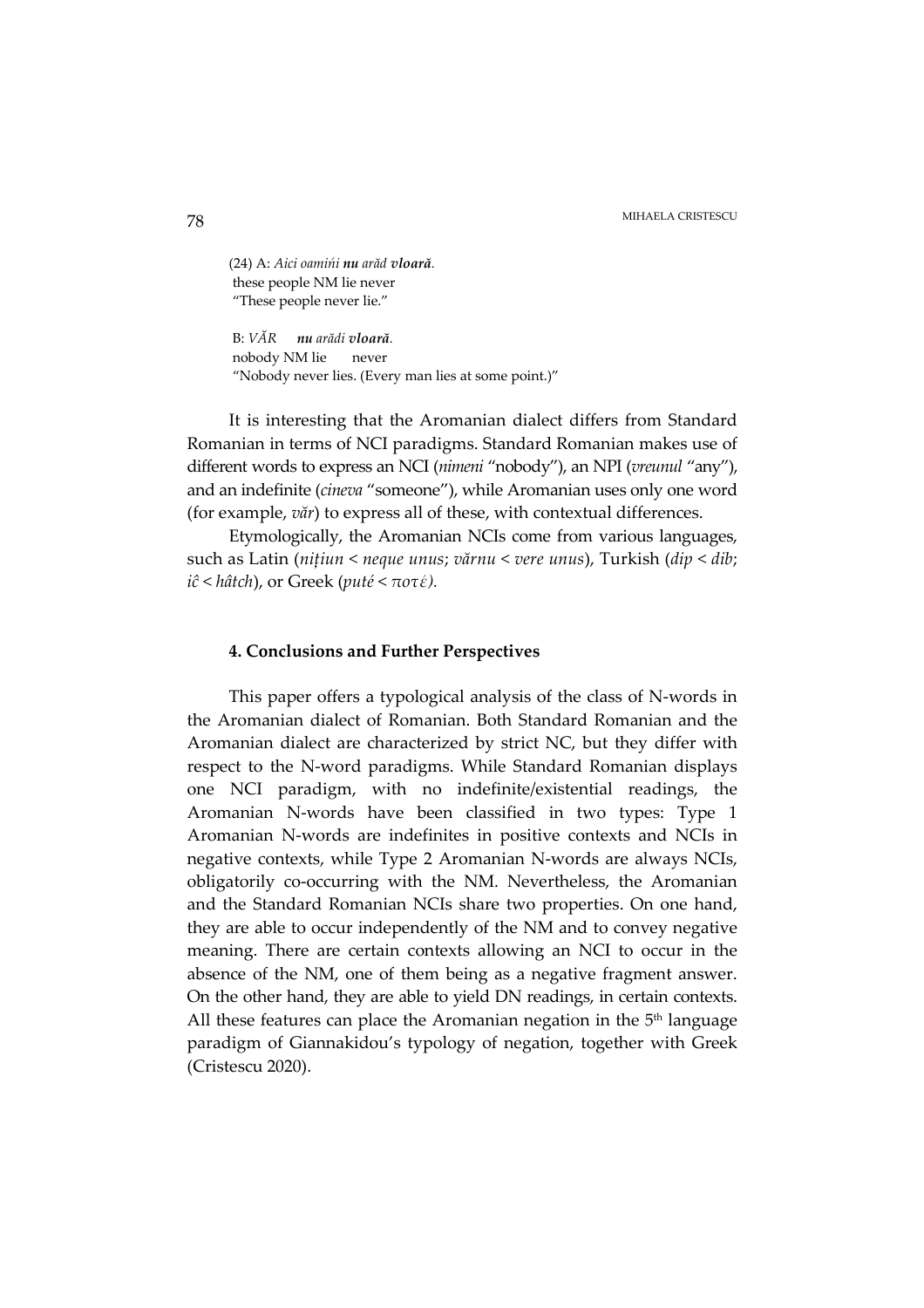(24) A: *Aici oamińi* ***nu*** *arăd* ***vloară****.*
these people NM lie never
"These people never lie."

B: *VĂR* ***nu*** *arădi* ***vloară****.*
nobody NM lie never
"Nobody never lies. (Every man lies at some point.)"

It is interesting that the Aromanian dialect differs from Standard Romanian in terms of NCI paradigms. Standard Romanian makes use of different words to express an NCI (*nimeni* "nobody"), an NPI (*vreunul* "any"), and an indefinite (*cineva* "someone"), while Aromanian uses only one word (for example, *văr*) to express all of these, with contextual differences.

Etymologically, the Aromanian NCIs come from various languages, such as Latin (*nițiun* < *neque unus*; *vărnu* < *vere unus*), Turkish (*dip* < *dib*; *iĉ* < *hâtch*), or Greek (*puté* < *ποτέ).*

#### 4. Conclusions and Further Perspectives

This paper offers a typological analysis of the class of N-words in the Aromanian dialect of Romanian. Both Standard Romanian and the Aromanian dialect are characterized by strict NC, but they differ with respect to the N-word paradigms. While Standard Romanian displays one NCI paradigm, with no indefinite/existential readings, the Aromanian N-words have been classified in two types: Type 1 Aromanian N-words are indefinites in positive contexts and NCIs in negative contexts, while Type 2 Aromanian N-words are always NCIs, obligatorily co-occurring with the NM. Nevertheless, the Aromanian and the Standard Romanian NCIs share two properties. On one hand, they are able to occur independently of the NM and to convey negative meaning. There are certain contexts allowing an NCI to occur in the absence of the NM, one of them being as a negative fragment answer. On the other hand, they are able to yield DN readings, in certain contexts. All these features can place the Aromanian negation in the 5th language paradigm of Giannakidou's typology of negation, together with Greek (Cristescu 2020).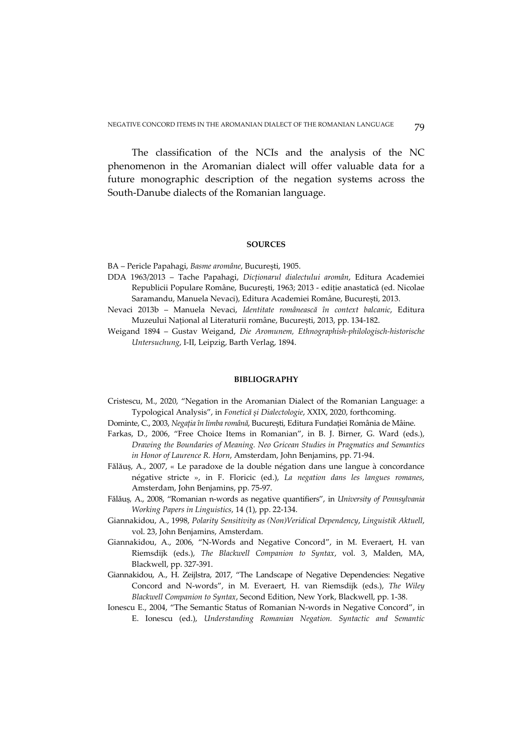The classification of the NCIs and the analysis of the NC phenomenon in the Aromanian dialect will offer valuable data for a future monographic description of the negation systems across the South-Danube dialects of the Romanian language.

## SOURCES

BA – Pericle Papahagi, *Basme aromâne*, București, 1905.

DDA 1963/2013 – Tache Papahagi, *Dicționarul dialectului aromân*, Editura Academiei Republicii Populare Române, București, 1963; 2013 - ediție anastatică (ed. Nicolae Saramandu, Manuela Nevaci), Editura Academiei Române, București, 2013.

Nevaci 2013b – Manuela Nevaci, *Identitate românească în context balcanic*, Editura Muzeului Național al Literaturii române, București, 2013, pp. 134-182.

Weigand 1894 – Gustav Weigand, *Die Aromunem, Ethnographish-philologisch-historische Untersuchung*, I-II, Leipzig, Barth Verlag, 1894.

## BIBLIOGRAPHY

Cristescu, M., 2020, "Negation in the Aromanian Dialect of the Romanian Language: a Typological Analysis", in *Fonetică și Dialectologie*, XXIX, 2020, forthcoming.

Dominte, C., 2003, *Negația în limba română*, București, Editura Fundației România de Mâine.

Farkas, D., 2006, "Free Choice Items in Romanian", in B. J. Birner, G. Ward (eds.), *Drawing the Boundaries of Meaning. Neo Gricean Studies in Pragmatics and Semantics in Honor of Laurence R. Horn*, Amsterdam, John Benjamins, pp. 71-94.

Fălăuș, A., 2007, « Le paradoxe de la double négation dans une langue à concordance négative stricte », in F. Floricic (ed.), *La negation dans les langues romanes*, Amsterdam, John Benjamins, pp. 75-97.

Fălăuș, A., 2008, "Romanian n-words as negative quantifiers", in *University of Pennsylvania Working Papers in Linguistics*, 14 (1), pp. 22-134.

Giannakidou, A., 1998, *Polarity Sensitivity as (Non)Veridical Dependency*, *Linguistik Aktuell*, vol. 23, John Benjamins, Amsterdam.

Giannakidou, A., 2006, "N-Words and Negative Concord", in M. Everaert, H. van Riemsdijk (eds.), *The Blackwell Companion to Syntax*, vol. 3, Malden, MA, Blackwell, pp. 327-391.

Giannakidou, A., H. Zeijlstra, 2017, "The Landscape of Negative Dependencies: Negative Concord and N-words", in M. Everaert, H. van Riemsdijk (eds.), *The Wiley Blackwell Companion to Syntax*, Second Edition, New York, Blackwell, pp. 1-38.

Ionescu E., 2004, "The Semantic Status of Romanian N-words in Negative Concord", in E. Ionescu (ed.), *Understanding Romanian Negation. Syntactic and Semantic*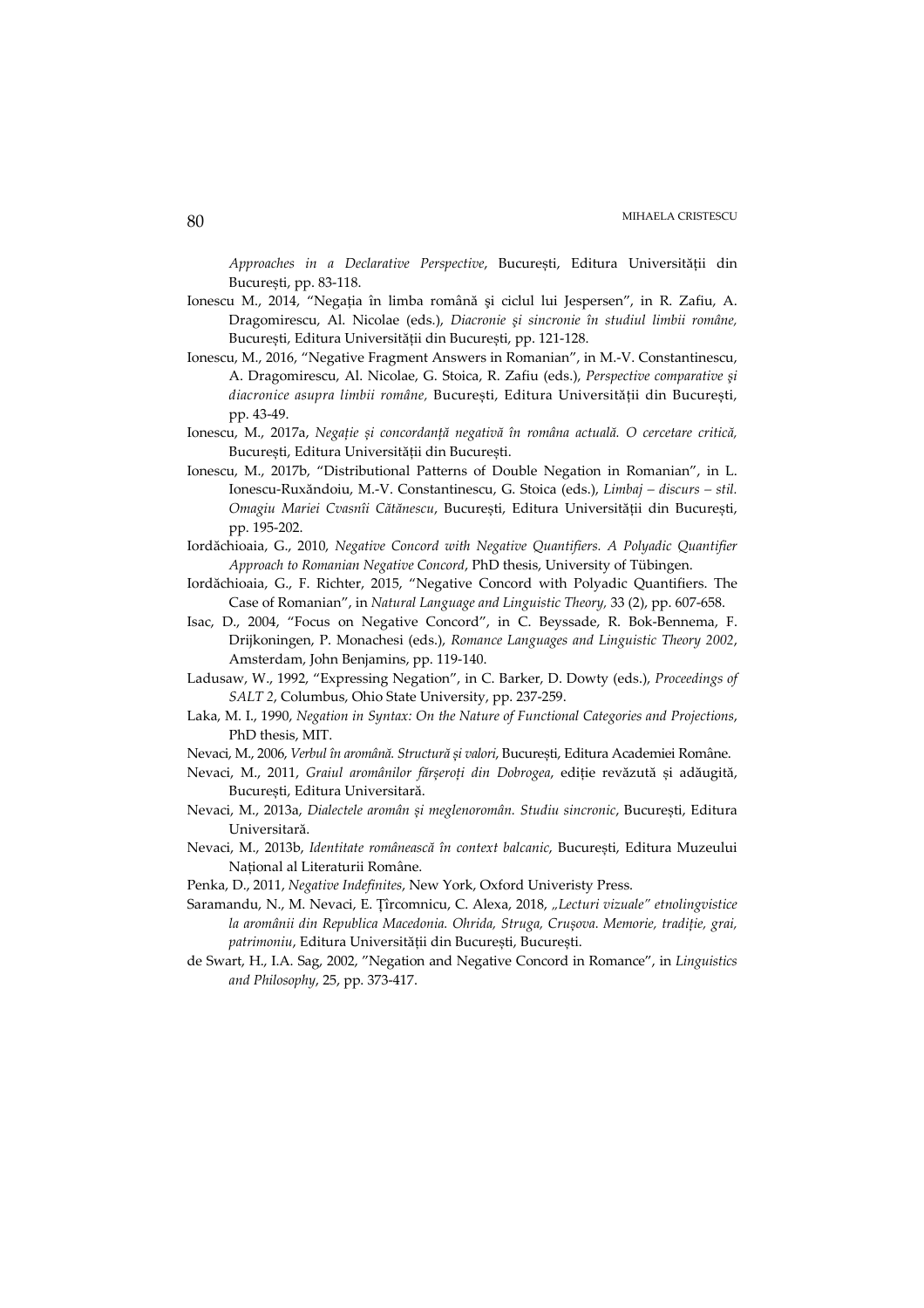*Approaches in a Declarative Perspective*, București, Editura Universității din București, pp. 83-118.

Ionescu M., 2014, "Negația în limba română și ciclul lui Jespersen", in R. Zafiu, A. Dragomirescu, Al. Nicolae (eds.), *Diacronie și sincronie în studiul limbii române,* București, Editura Universității din București, pp. 121-128.

Ionescu, M., 2016, "Negative Fragment Answers in Romanian", in M.-V. Constantinescu, A. Dragomirescu, Al. Nicolae, G. Stoica, R. Zafiu (eds.), *Perspective comparative și diacronice asupra limbii române,* București, Editura Universității din București, pp. 43-49.

Ionescu, M., 2017a, *Negație și concordanță negativă în româna actuală. O cercetare critică,* București, Editura Universității din București.

Ionescu, M., 2017b, "Distributional Patterns of Double Negation in Romanian", in L. Ionescu-Ruxăndoiu, M.-V. Constantinescu, G. Stoica (eds.), *Limbaj – discurs – stil. Omagiu Mariei Cvasnîi Cătănescu*, București, Editura Universității din București, pp. 195-202.

Iordăchioaia, G., 2010, *Negative Concord with Negative Quantifiers. A Polyadic Quantifier Approach to Romanian Negative Concord*, PhD thesis, University of Tübingen.

Iordăchioaia, G., F. Richter, 2015, "Negative Concord with Polyadic Quantifiers. The Case of Romanian", in *Natural Language and Linguistic Theory,* 33 (2), pp. 607-658.

Isac, D., 2004, "Focus on Negative Concord", in C. Beyssade, R. Bok-Bennema, F. Drijkoningen, P. Monachesi (eds.), *Romance Languages and Linguistic Theory 2002*, Amsterdam, John Benjamins, pp. 119-140.

Ladusaw, W., 1992, "Expressing Negation", in C. Barker, D. Dowty (eds.), *Proceedings of SALT 2*, Columbus, Ohio State University, pp. 237-259.

Laka, M. I., 1990, *Negation in Syntax: On the Nature of Functional Categories and Projections*, PhD thesis, MIT.

Nevaci, M., 2006, *Verbul în aromână. Structură și valori*, București, Editura Academiei Române.

Nevaci, M., 2011, *Graiul aromânilor fărșeroți din Dobrogea*, ediție revăzută și adăugită, București, Editura Universitară.

Nevaci, M., 2013a, *Dialectele aromân și meglenoromân. Studiu sincronic*, București, Editura Universitară.

Nevaci, M., 2013b, *Identitate românească în context balcanic*, București, Editura Muzeului Național al Literaturii Române.

Penka, D., 2011, *Negative Indefinites*, New York, Oxford Univeristy Press.

Saramandu, N., M. Nevaci, E. Țîrcomnicu, C. Alexa, 2018, *„Lecturi vizuale" etnolingvistice la aromânii din Republica Macedonia. Ohrida, Struga, Crușova. Memorie, tradiție, grai, patrimoniu*, Editura Universității din București, București.

de Swart, H., I.A. Sag, 2002, "Negation and Negative Concord in Romance", in *Linguistics and Philosophy*, 25, pp. 373-417.